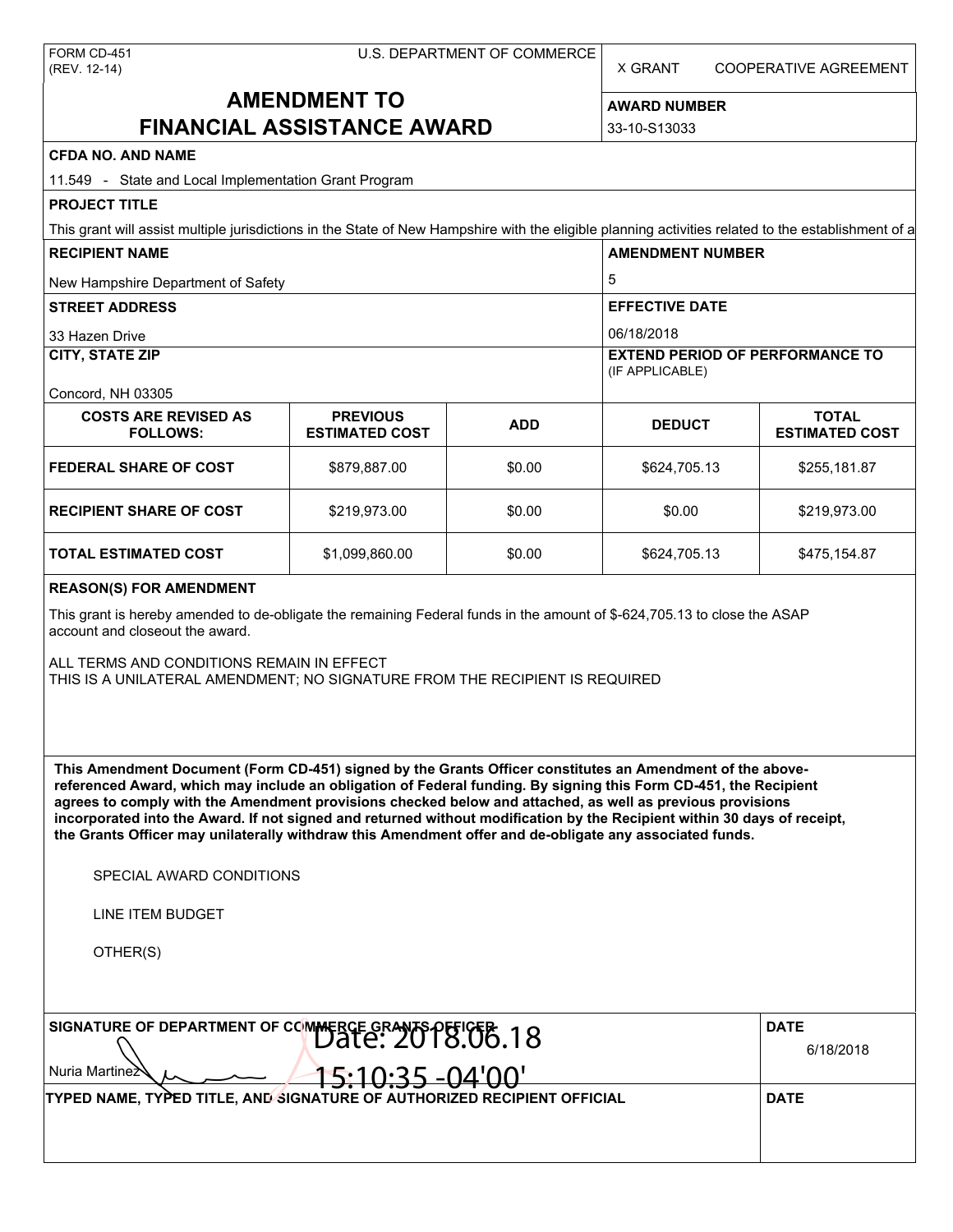FORM CD-451
(REV. 12-14)

U.S. DEPARTMENT OF COMMERCE

X GRANT    COOPERATIVE AGREEMENT

# AMENDMENT TO FINANCIAL ASSISTANCE AWARD

**AWARD NUMBER**
33-10-S13033

**CFDA NO. AND NAME**
11.549 - State and Local Implementation Grant Program

**PROJECT TITLE**
This grant will assist multiple jurisdictions in the State of New Hampshire with the eligible planning activities related to the establishment of a

**RECIPIENT NAME**
New Hampshire Department of Safety

**AMENDMENT NUMBER**
5

**STREET ADDRESS**
33 Hazen Drive

**EFFECTIVE DATE**
06/18/2018

**CITY, STATE ZIP**
Concord, NH 03305

**EXTEND PERIOD OF PERFORMANCE TO** (IF APPLICABLE)

| COSTS ARE REVISED AS FOLLOWS: | PREVIOUS ESTIMATED COST | ADD | DEDUCT | TOTAL ESTIMATED COST |
|---|---|---|---|---|
| FEDERAL SHARE OF COST | $879,887.00 | $0.00 | $624,705.13 | $255,181.87 |
| RECIPIENT SHARE OF COST | $219,973.00 | $0.00 | $0.00 | $219,973.00 |
| TOTAL ESTIMATED COST | $1,099,860.00 | $0.00 | $624,705.13 | $475,154.87 |

**REASON(S) FOR AMENDMENT**

This grant is hereby amended to de-obligate the remaining Federal funds in the amount of $-624,705.13 to close the ASAP account and closeout the award.

ALL TERMS AND CONDITIONS REMAIN IN EFFECT
THIS IS A UNILATERAL AMENDMENT; NO SIGNATURE FROM THE RECIPIENT IS REQUIRED

**This Amendment Document (Form CD-451) signed by the Grants Officer constitutes an Amendment of the above-referenced Award, which may include an obligation of Federal funding. By signing this Form CD-451, the Recipient agrees to comply with the Amendment provisions checked below and attached, as well as previous provisions incorporated into the Award. If not signed and returned without modification by the Recipient within 30 days of receipt, the Grants Officer may unilaterally withdraw this Amendment offer and de-obligate any associated funds.**

SPECIAL AWARD CONDITIONS

LINE ITEM BUDGET

OTHER(S)

**SIGNATURE OF DEPARTMENT OF COMMERCE GRANTS OFFICER**
Nuria Martinez
Date: 2018.06.18 15:10:35 -04'00'

**DATE**
6/18/2018

**TYPED NAME, TYPED TITLE, AND SIGNATURE OF AUTHORIZED RECIPIENT OFFICIAL**

**DATE**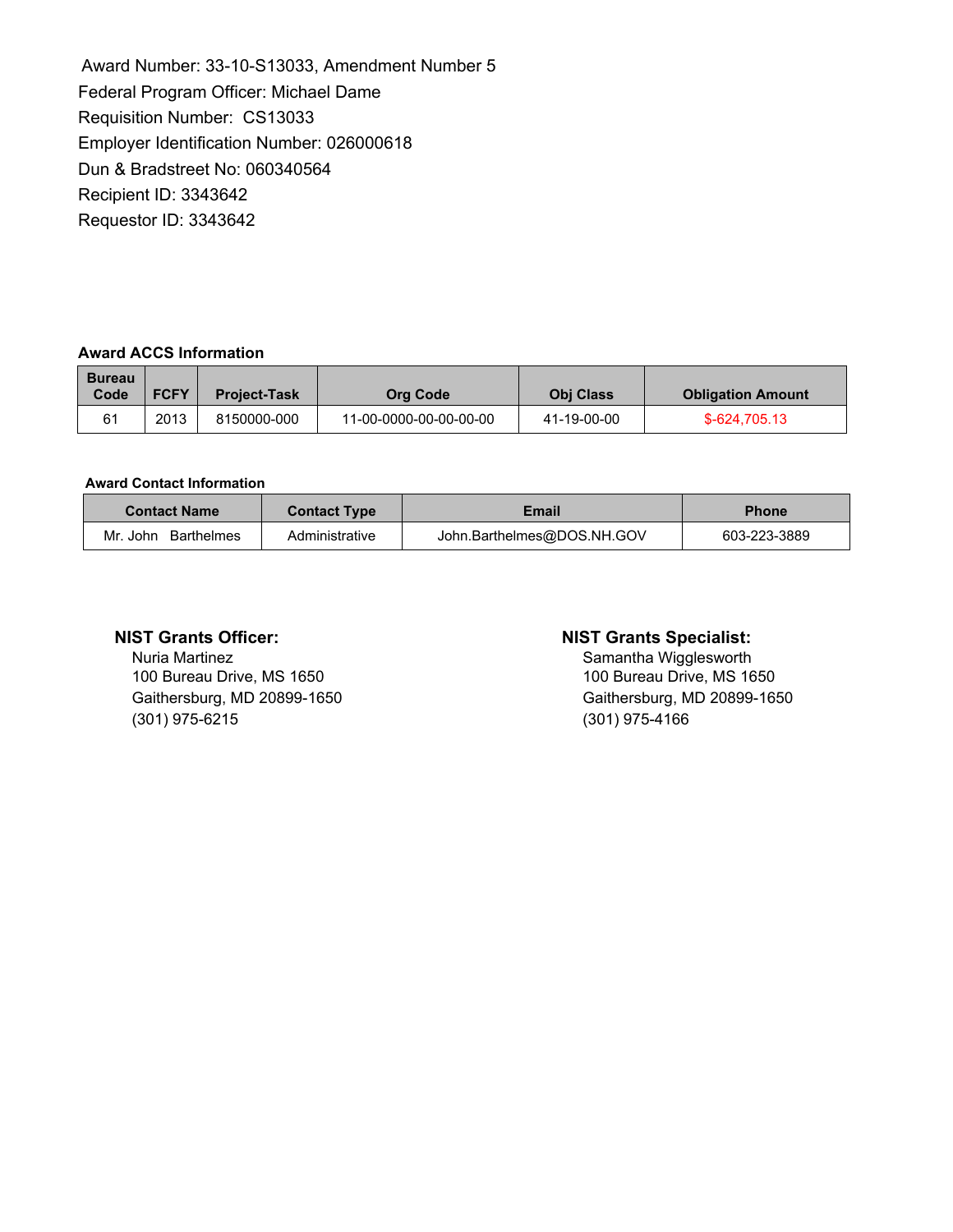Award Number: 33-10-S13033, Amendment Number 5
Federal Program Officer: Michael Dame
Requisition Number: CS13033
Employer Identification Number: 026000618
Dun & Bradstreet No: 060340564
Recipient ID: 3343642
Requestor ID: 3343642

### Award ACCS Information

| Bureau Code | FCFY | Project-Task | Org Code | Obj Class | Obligation Amount |
|---|---|---|---|---|---|
| 61 | 2013 | 8150000-000 | 11-00-0000-00-00-00-00 | 41-19-00-00 | $-624,705.13 |

### Award Contact Information

| Contact Name | Contact Type | Email | Phone |
|---|---|---|---|
| Mr. John Barthelmes | Administrative | John.Barthelmes@DOS.NH.GOV | 603-223-3889 |

**NIST Grants Officer:**
Nuria Martinez
100 Bureau Drive, MS 1650
Gaithersburg, MD 20899-1650
(301) 975-6215

**NIST Grants Specialist:**
Samantha Wigglesworth
100 Bureau Drive, MS 1650
Gaithersburg, MD 20899-1650
(301) 975-4166